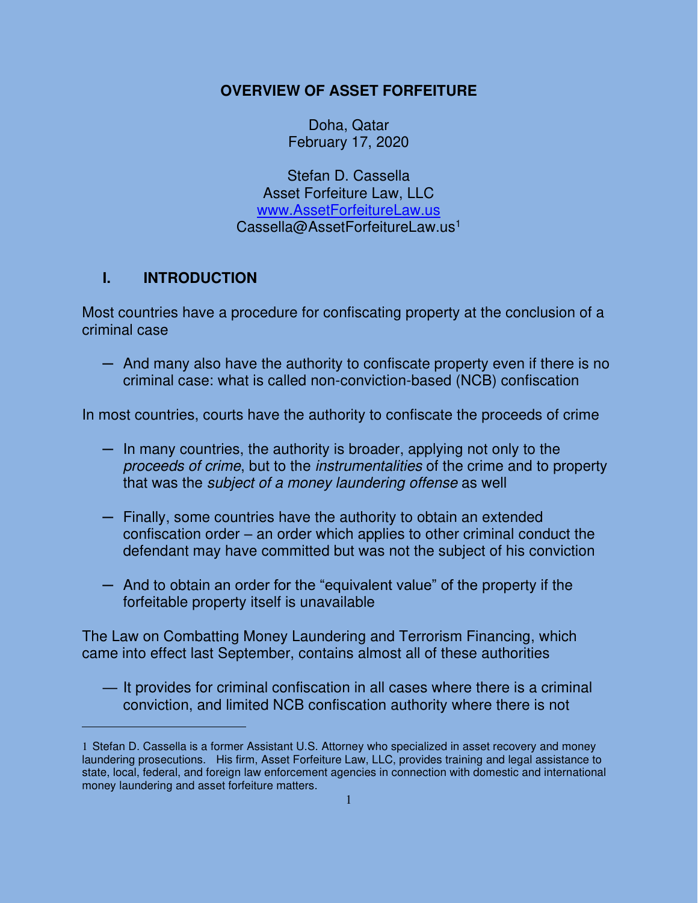# OVERVIEW OF ASSET FORFEITURE

Doha, Qatar
February 17, 2020

Stefan D. Cassella
Asset Forfeiture Law, LLC
[www.AssetForfeitureLaw.us](http://www.AssetForfeitureLaw.us)
Cassella@AssetForfeitureLaw.us[1]

## I. INTRODUCTION

Most countries have a procedure for confiscating property at the conclusion of a criminal case

- And many also have the authority to confiscate property even if there is no criminal case: what is called non-conviction-based (NCB) confiscation

In most countries, courts have the authority to confiscate the proceeds of crime

- In many countries, the authority is broader, applying not only to the *proceeds of crime*, but to the *instrumentalities* of the crime and to property that was the *subject of a money laundering offense* as well

- Finally, some countries have the authority to obtain an extended confiscation order – an order which applies to other criminal conduct the defendant may have committed but was not the subject of his conviction

- And to obtain an order for the "equivalent value" of the property if the forfeitable property itself is unavailable

The Law on Combatting Money Laundering and Terrorism Financing, which came into effect last September, contains almost all of these authorities

- It provides for criminal confiscation in all cases where there is a criminal conviction, and limited NCB confiscation authority where there is not

---

1 Stefan D. Cassella is a former Assistant U.S. Attorney who specialized in asset recovery and money laundering prosecutions. His firm, Asset Forfeiture Law, LLC, provides training and legal assistance to state, local, federal, and foreign law enforcement agencies in connection with domestic and international money laundering and asset forfeiture matters.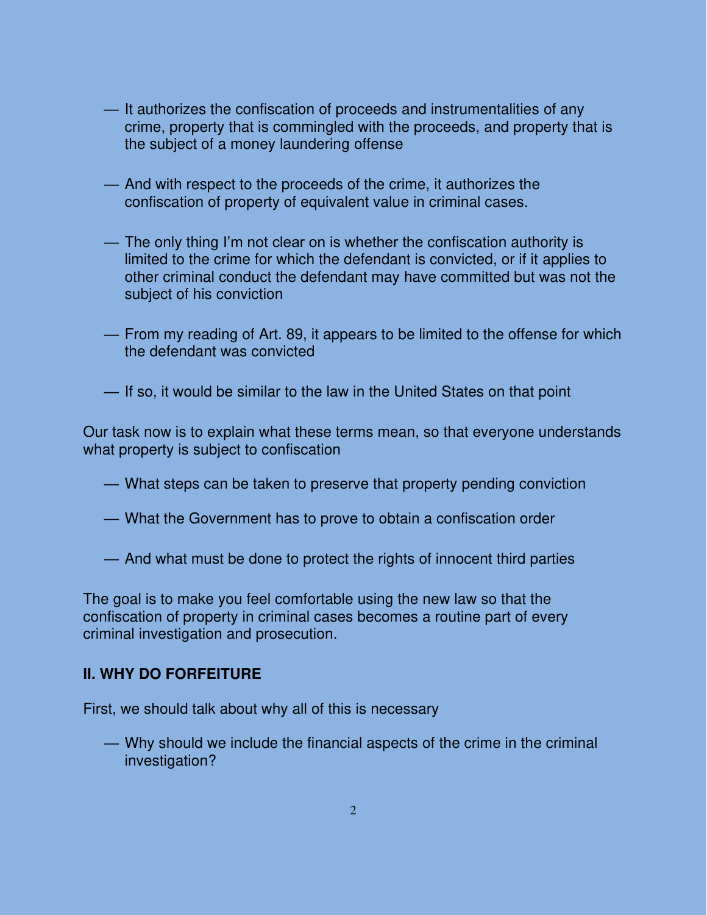— It authorizes the confiscation of proceeds and instrumentalities of any crime, property that is commingled with the proceeds, and property that is the subject of a money laundering offense

— And with respect to the proceeds of the crime, it authorizes the confiscation of property of equivalent value in criminal cases.

— The only thing I'm not clear on is whether the confiscation authority is limited to the crime for which the defendant is convicted, or if it applies to other criminal conduct the defendant may have committed but was not the subject of his conviction

— From my reading of Art. 89, it appears to be limited to the offense for which the defendant was convicted

— If so, it would be similar to the law in the United States on that point

Our task now is to explain what these terms mean, so that everyone understands what property is subject to confiscation

— What steps can be taken to preserve that property pending conviction

— What the Government has to prove to obtain a confiscation order

— And what must be done to protect the rights of innocent third parties

The goal is to make you feel comfortable using the new law so that the confiscation of property in criminal cases becomes a routine part of every criminal investigation and prosecution.

## II. WHY DO FORFEITURE

First, we should talk about why all of this is necessary

— Why should we include the financial aspects of the crime in the criminal investigation?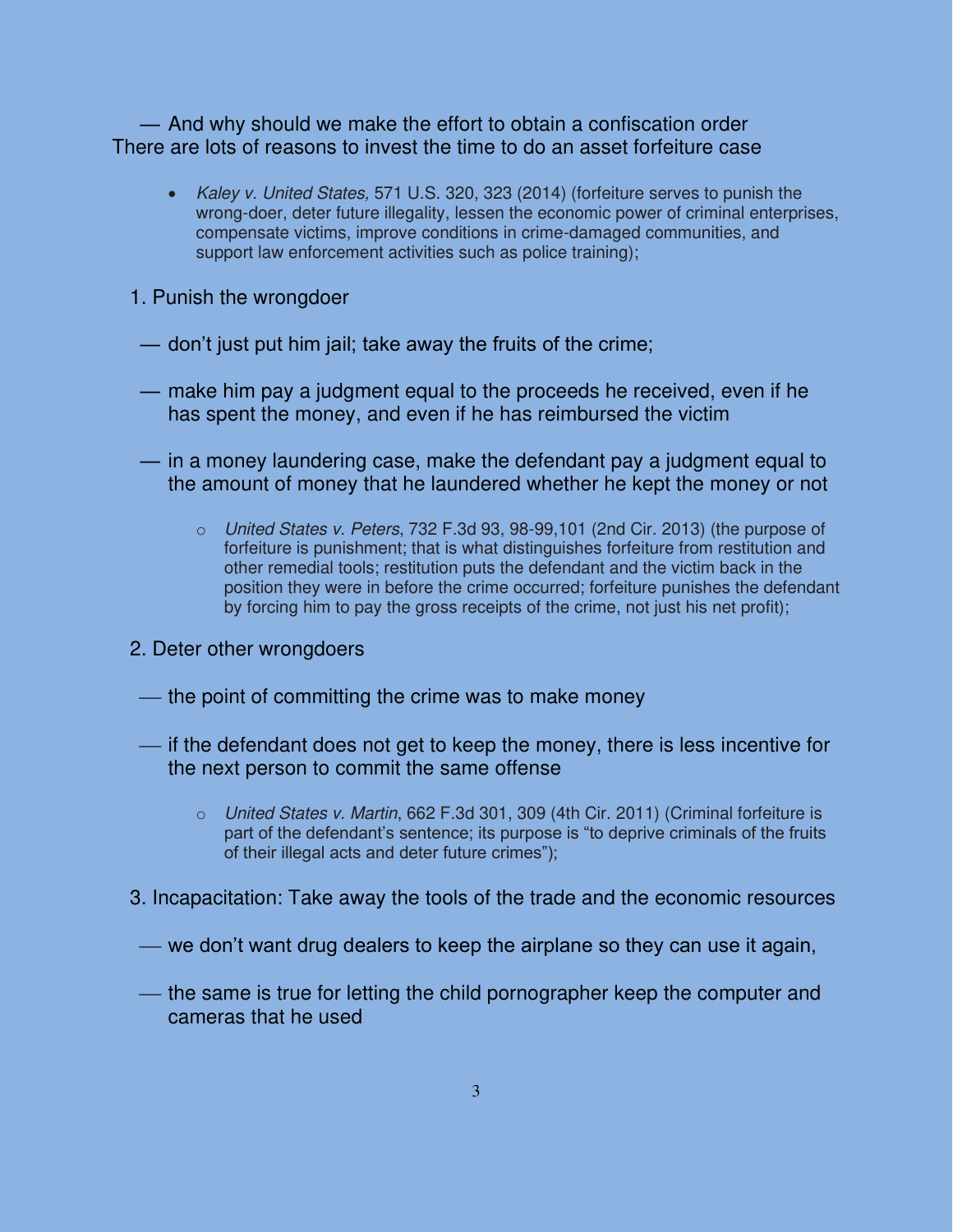— And why should we make the effort to obtain a confiscation order
There are lots of reasons to invest the time to do an asset forfeiture case

- *Kaley v. United States,* 571 U.S. 320, 323 (2014) (forfeiture serves to punish the wrong-doer, deter future illegality, lessen the economic power of criminal enterprises, compensate victims, improve conditions in crime-damaged communities, and support law enforcement activities such as police training);

1. Punish the wrongdoer

— don't just put him jail; take away the fruits of the crime;

— make him pay a judgment equal to the proceeds he received, even if he has spent the money, and even if he has reimbursed the victim

— in a money laundering case, make the defendant pay a judgment equal to the amount of money that he laundered whether he kept the money or not

- *United States v. Peters*, 732 F.3d 93, 98-99,101 (2nd Cir. 2013) (the purpose of forfeiture is punishment; that is what distinguishes forfeiture from restitution and other remedial tools; restitution puts the defendant and the victim back in the position they were in before the crime occurred; forfeiture punishes the defendant by forcing him to pay the gross receipts of the crime, not just his net profit);

2. Deter other wrongdoers

— the point of committing the crime was to make money

— if the defendant does not get to keep the money, there is less incentive for the next person to commit the same offense

- *United States v. Martin*, 662 F.3d 301, 309 (4th Cir. 2011) (Criminal forfeiture is part of the defendant's sentence; its purpose is "to deprive criminals of the fruits of their illegal acts and deter future crimes");

3. Incapacitation: Take away the tools of the trade and the economic resources

— we don't want drug dealers to keep the airplane so they can use it again,

— the same is true for letting the child pornographer keep the computer and cameras that he used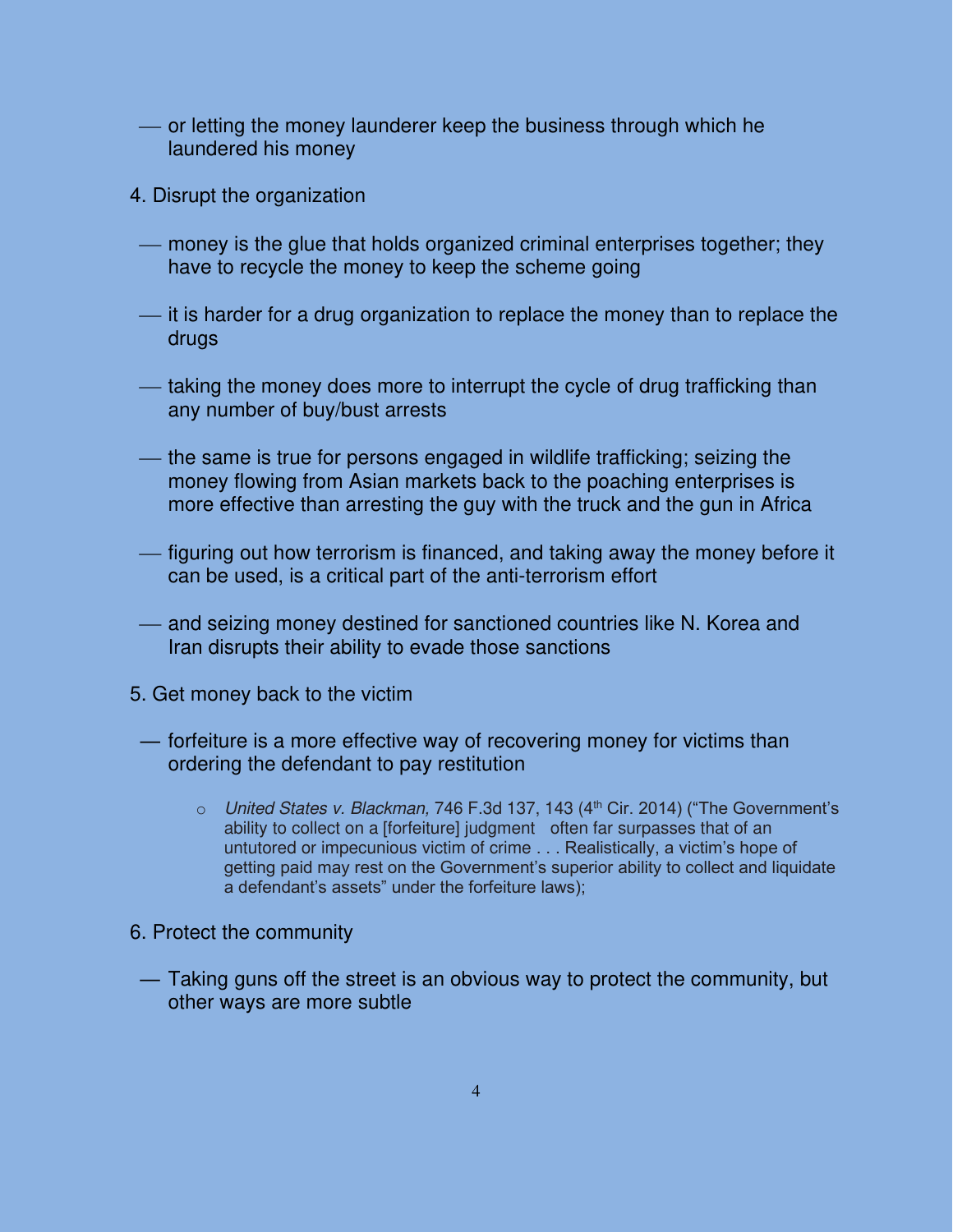— or letting the money launderer keep the business through which he laundered his money

4. Disrupt the organization

— money is the glue that holds organized criminal enterprises together; they have to recycle the money to keep the scheme going

— it is harder for a drug organization to replace the money than to replace the drugs

— taking the money does more to interrupt the cycle of drug trafficking than any number of buy/bust arrests

— the same is true for persons engaged in wildlife trafficking; seizing the money flowing from Asian markets back to the poaching enterprises is more effective than arresting the guy with the truck and the gun in Africa

— figuring out how terrorism is financed, and taking away the money before it can be used, is a critical part of the anti-terrorism effort

— and seizing money destined for sanctioned countries like N. Korea and Iran disrupts their ability to evade those sanctions

5. Get money back to the victim

— forfeiture is a more effective way of recovering money for victims than ordering the defendant to pay restitution

- *United States v. Blackman,* 746 F.3d 137, 143 (4th Cir. 2014) ("The Government's ability to collect on a [forfeiture] judgment often far surpasses that of an untutored or impecunious victim of crime . . . Realistically, a victim's hope of getting paid may rest on the Government's superior ability to collect and liquidate a defendant's assets" under the forfeiture laws);

6. Protect the community

— Taking guns off the street is an obvious way to protect the community, but other ways are more subtle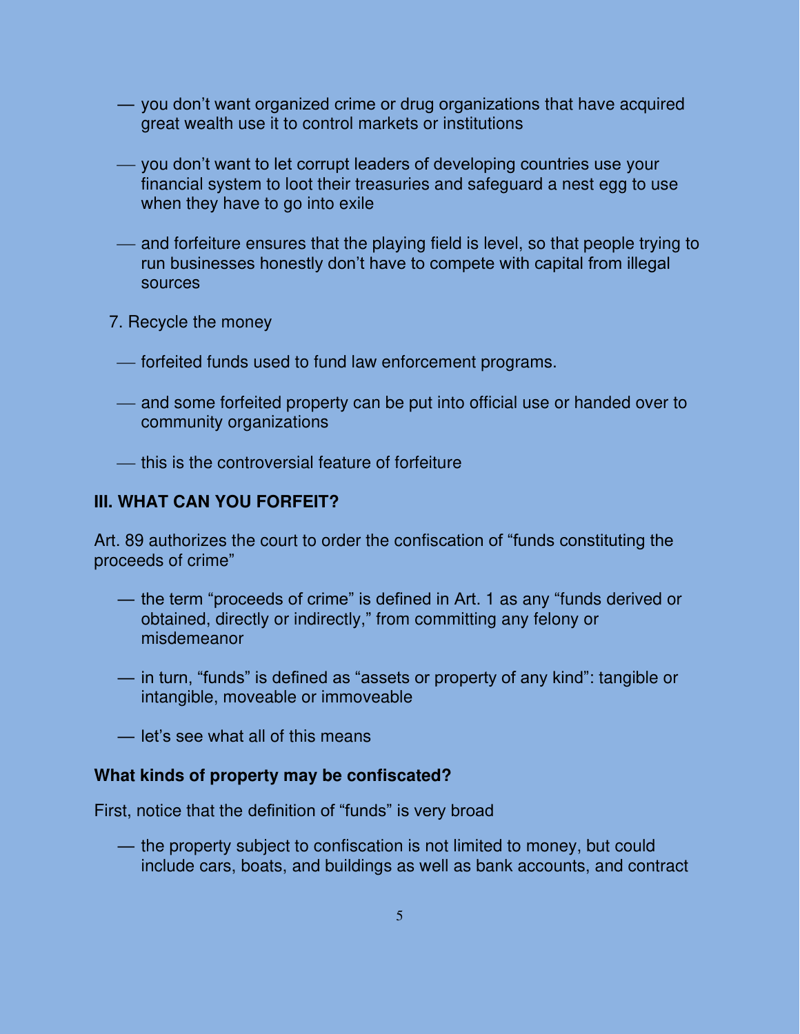— you don't want organized crime or drug organizations that have acquired great wealth use it to control markets or institutions

— you don't want to let corrupt leaders of developing countries use your financial system to loot their treasuries and safeguard a nest egg to use when they have to go into exile

— and forfeiture ensures that the playing field is level, so that people trying to run businesses honestly don't have to compete with capital from illegal sources

7. Recycle the money

— forfeited funds used to fund law enforcement programs.

— and some forfeited property can be put into official use or handed over to community organizations

— this is the controversial feature of forfeiture

## III. WHAT CAN YOU FORFEIT?

Art. 89 authorizes the court to order the confiscation of "funds constituting the proceeds of crime"

— the term "proceeds of crime" is defined in Art. 1 as any "funds derived or obtained, directly or indirectly," from committing any felony or misdemeanor

— in turn, "funds" is defined as "assets or property of any kind": tangible or intangible, moveable or immoveable

— let's see what all of this means

### What kinds of property may be confiscated?

First, notice that the definition of "funds" is very broad

— the property subject to confiscation is not limited to money, but could include cars, boats, and buildings as well as bank accounts, and contract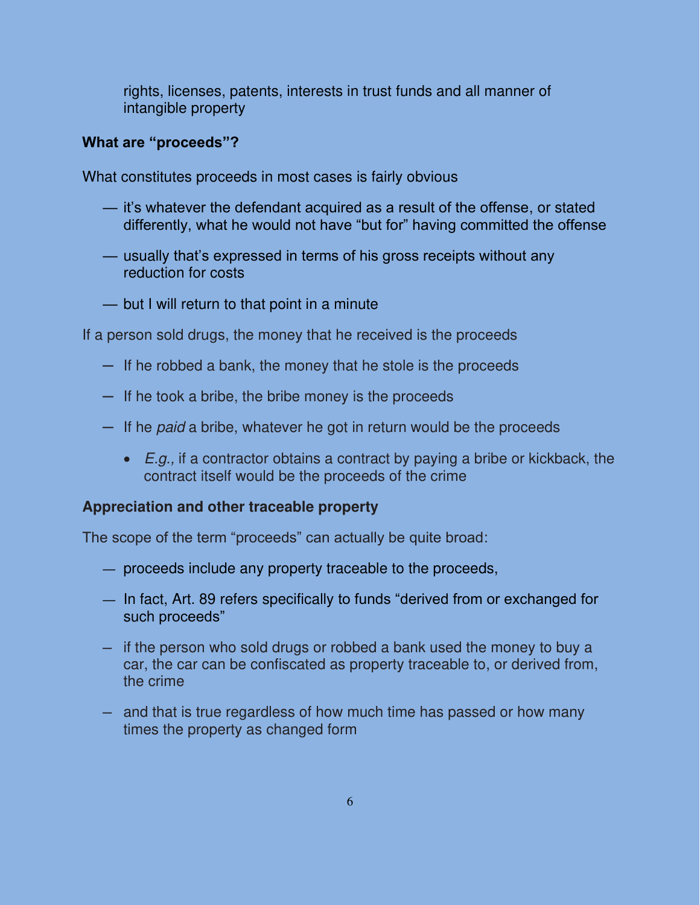rights, licenses, patents, interests in trust funds and all manner of intangible property

**What are "proceeds"?**

What constitutes proceeds in most cases is fairly obvious

- it's whatever the defendant acquired as a result of the offense, or stated differently, what he would not have "but for" having committed the offense
- usually that's expressed in terms of his gross receipts without any reduction for costs
- but I will return to that point in a minute

If a person sold drugs, the money that he received is the proceeds

- If he robbed a bank, the money that he stole is the proceeds
- If he took a bribe, the bribe money is the proceeds
- If he *paid* a bribe, whatever he got in return would be the proceeds
  - *E.g.,* if a contractor obtains a contract by paying a bribe or kickback, the contract itself would be the proceeds of the crime

**Appreciation and other traceable property**

The scope of the term "proceeds" can actually be quite broad:

- proceeds include any property traceable to the proceeds,
- In fact, Art. 89 refers specifically to funds "derived from or exchanged for such proceeds"
- if the person who sold drugs or robbed a bank used the money to buy a car, the car can be confiscated as property traceable to, or derived from, the crime
- and that is true regardless of how much time has passed or how many times the property as changed form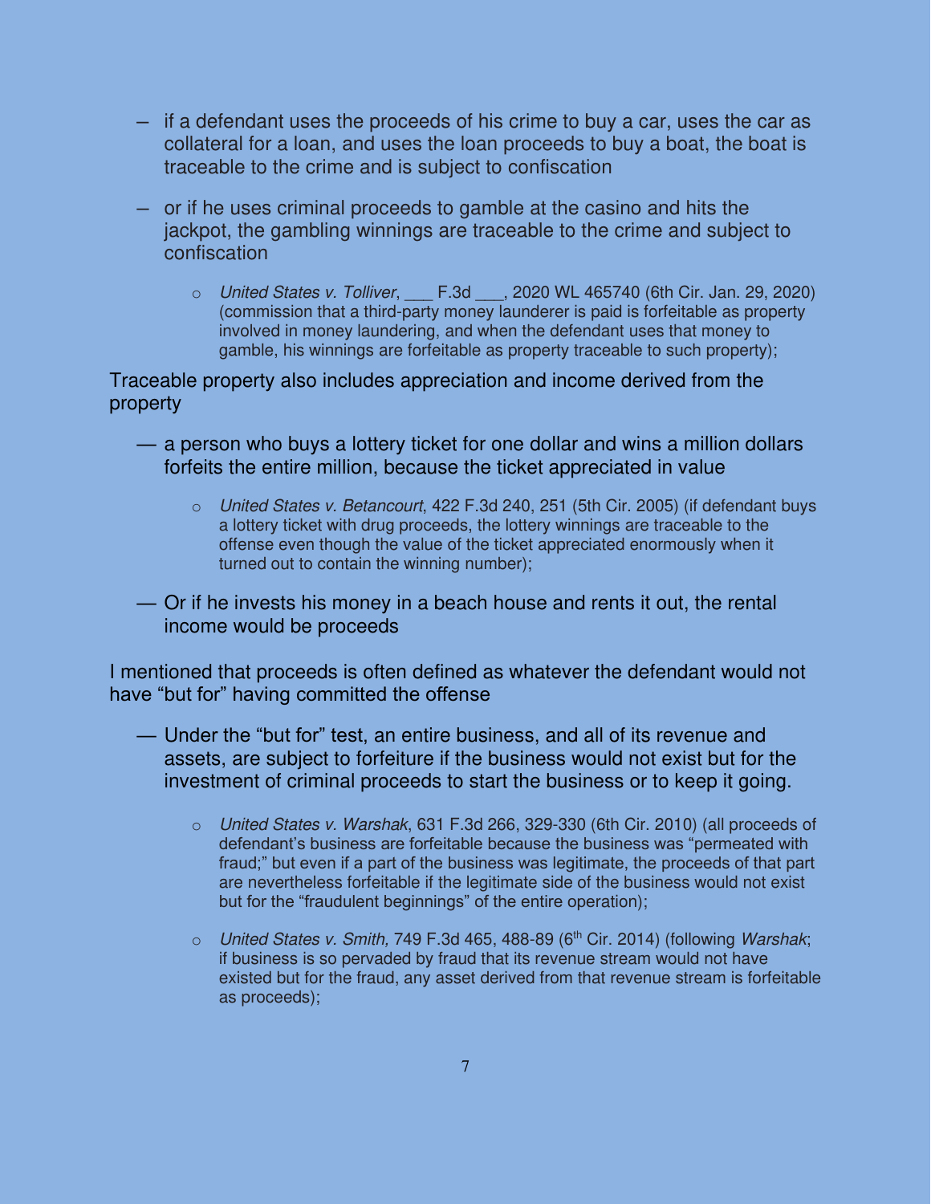- if a defendant uses the proceeds of his crime to buy a car, uses the car as collateral for a loan, and uses the loan proceeds to buy a boat, the boat is traceable to the crime and is subject to confiscation

- or if he uses criminal proceeds to gamble at the casino and hits the jackpot, the gambling winnings are traceable to the crime and subject to confiscation

  - *United States v. Tolliver*, ___ F.3d ___, 2020 WL 465740 (6th Cir. Jan. 29, 2020) (commission that a third-party money launderer is paid is forfeitable as property involved in money laundering, and when the defendant uses that money to gamble, his winnings are forfeitable as property traceable to such property);

Traceable property also includes appreciation and income derived from the property

- a person who buys a lottery ticket for one dollar and wins a million dollars forfeits the entire million, because the ticket appreciated in value

  - *United States v. Betancourt*, 422 F.3d 240, 251 (5th Cir. 2005) (if defendant buys a lottery ticket with drug proceeds, the lottery winnings are traceable to the offense even though the value of the ticket appreciated enormously when it turned out to contain the winning number);

- Or if he invests his money in a beach house and rents it out, the rental income would be proceeds

I mentioned that proceeds is often defined as whatever the defendant would not have "but for" having committed the offense

- Under the "but for" test, an entire business, and all of its revenue and assets, are subject to forfeiture if the business would not exist but for the investment of criminal proceeds to start the business or to keep it going.

  - *United States v. Warshak*, 631 F.3d 266, 329-330 (6th Cir. 2010) (all proceeds of defendant's business are forfeitable because the business was "permeated with fraud;" but even if a part of the business was legitimate, the proceeds of that part are nevertheless forfeitable if the legitimate side of the business would not exist but for the "fraudulent beginnings" of the entire operation);

  - *United States v. Smith,* 749 F.3d 465, 488-89 (6th Cir. 2014) (following *Warshak*; if business is so pervaded by fraud that its revenue stream would not have existed but for the fraud, any asset derived from that revenue stream is forfeitable as proceeds);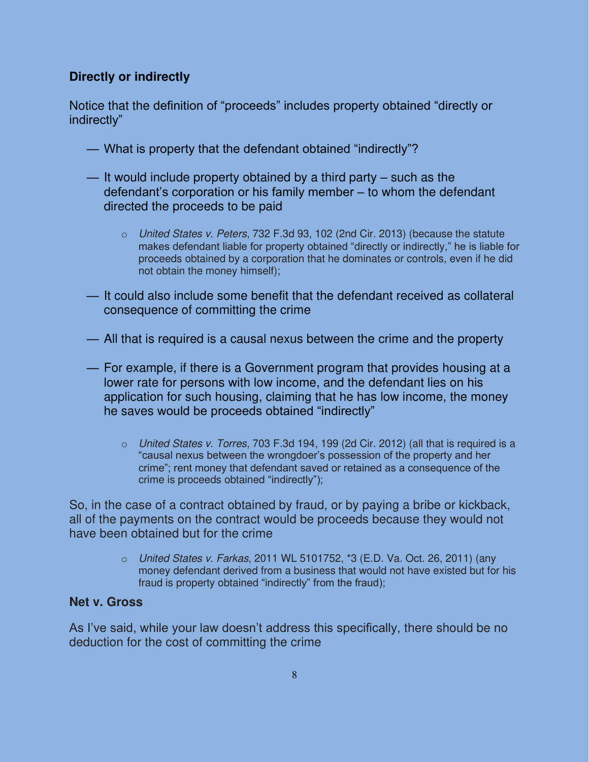**Directly or indirectly**

Notice that the definition of "proceeds" includes property obtained "directly or indirectly"

— What is property that the defendant obtained "indirectly"?

— It would include property obtained by a third party – such as the defendant's corporation or his family member – to whom the defendant directed the proceeds to be paid

- *United States v. Peters*, 732 F.3d 93, 102 (2nd Cir. 2013) (because the statute makes defendant liable for property obtained "directly or indirectly," he is liable for proceeds obtained by a corporation that he dominates or controls, even if he did not obtain the money himself);

— It could also include some benefit that the defendant received as collateral consequence of committing the crime

— All that is required is a causal nexus between the crime and the property

— For example, if there is a Government program that provides housing at a lower rate for persons with low income, and the defendant lies on his application for such housing, claiming that he has low income, the money he saves would be proceeds obtained "indirectly"

- *United States v. Torres*, 703 F.3d 194, 199 (2d Cir. 2012) (all that is required is a "causal nexus between the wrongdoer's possession of the property and her crime"; rent money that defendant saved or retained as a consequence of the crime is proceeds obtained "indirectly");

So, in the case of a contract obtained by fraud, or by paying a bribe or kickback, all of the payments on the contract would be proceeds because they would not have been obtained but for the crime

- *United States v. Farkas*, 2011 WL 5101752, *3 (E.D. Va. Oct. 26, 2011) (any money defendant derived from a business that would not have existed but for his fraud is property obtained "indirectly" from the fraud);

**Net v. Gross**

As I've said, while your law doesn't address this specifically, there should be no deduction for the cost of committing the crime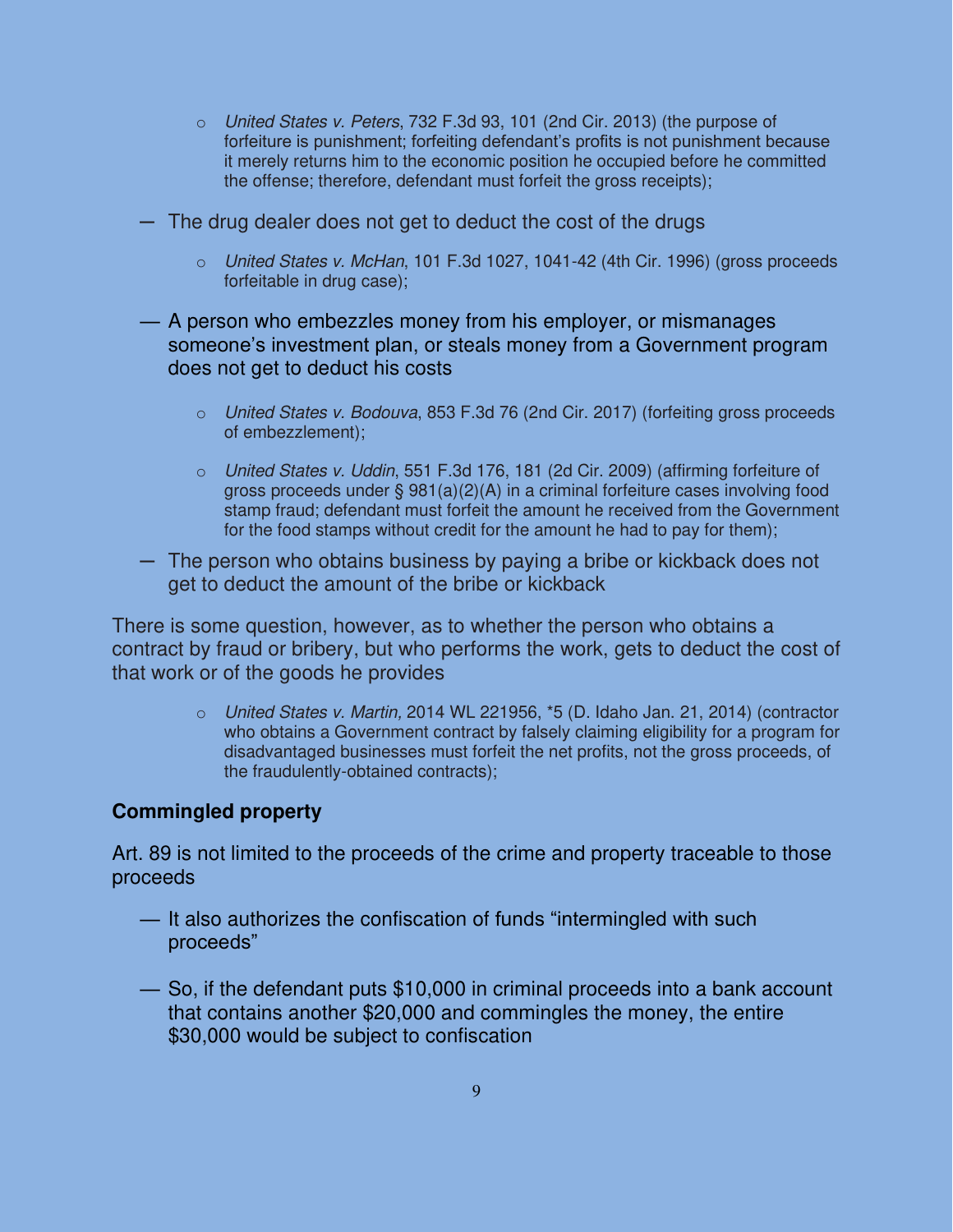- *United States v. Peters*, 732 F.3d 93, 101 (2nd Cir. 2013) (the purpose of forfeiture is punishment; forfeiting defendant's profits is not punishment because it merely returns him to the economic position he occupied before he committed the offense; therefore, defendant must forfeit the gross receipts);

— The drug dealer does not get to deduct the cost of the drugs

- *United States v. McHan*, 101 F.3d 1027, 1041-42 (4th Cir. 1996) (gross proceeds forfeitable in drug case);

— A person who embezzles money from his employer, or mismanages someone's investment plan, or steals money from a Government program does not get to deduct his costs

- *United States v. Bodouva*, 853 F.3d 76 (2nd Cir. 2017) (forfeiting gross proceeds of embezzlement);
- *United States v. Uddin*, 551 F.3d 176, 181 (2d Cir. 2009) (affirming forfeiture of gross proceeds under § 981(a)(2)(A) in a criminal forfeiture cases involving food stamp fraud; defendant must forfeit the amount he received from the Government for the food stamps without credit for the amount he had to pay for them);

— The person who obtains business by paying a bribe or kickback does not get to deduct the amount of the bribe or kickback

There is some question, however, as to whether the person who obtains a contract by fraud or bribery, but who performs the work, gets to deduct the cost of that work or of the goods he provides

- *United States v. Martin,* 2014 WL 221956, *5 (D. Idaho Jan. 21, 2014) (contractor who obtains a Government contract by falsely claiming eligibility for a program for disadvantaged businesses must forfeit the net profits, not the gross proceeds, of the fraudulently-obtained contracts);

**Commingled property**

Art. 89 is not limited to the proceeds of the crime and property traceable to those proceeds

— It also authorizes the confiscation of funds "intermingled with such proceeds"

— So, if the defendant puts $10,000 in criminal proceeds into a bank account that contains another $20,000 and commingles the money, the entire $30,000 would be subject to confiscation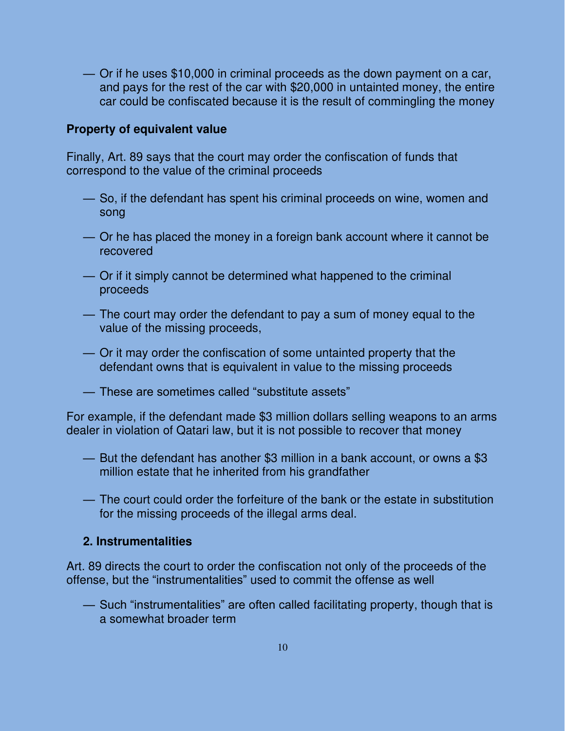— Or if he uses $10,000 in criminal proceeds as the down payment on a car, and pays for the rest of the car with $20,000 in untainted money, the entire car could be confiscated because it is the result of commingling the money

**Property of equivalent value**

Finally, Art. 89 says that the court may order the confiscation of funds that correspond to the value of the criminal proceeds

— So, if the defendant has spent his criminal proceeds on wine, women and song

— Or he has placed the money in a foreign bank account where it cannot be recovered

— Or if it simply cannot be determined what happened to the criminal proceeds

— The court may order the defendant to pay a sum of money equal to the value of the missing proceeds,

— Or it may order the confiscation of some untainted property that the defendant owns that is equivalent in value to the missing proceeds

— These are sometimes called "substitute assets"

For example, if the defendant made $3 million dollars selling weapons to an arms dealer in violation of Qatari law, but it is not possible to recover that money

— But the defendant has another $3 million in a bank account, or owns a $3 million estate that he inherited from his grandfather

— The court could order the forfeiture of the bank or the estate in substitution for the missing proceeds of the illegal arms deal.

### 2. Instrumentalities

Art. 89 directs the court to order the confiscation not only of the proceeds of the offense, but the "instrumentalities" used to commit the offense as well

— Such "instrumentalities" are often called facilitating property, though that is a somewhat broader term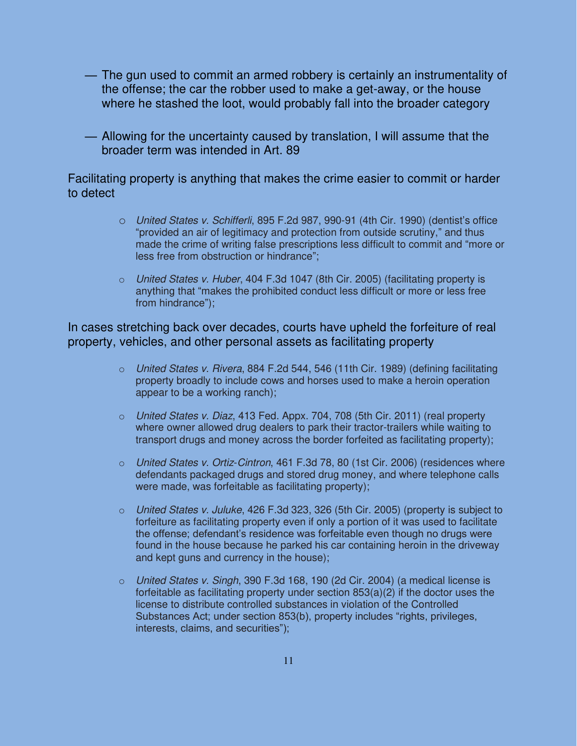- — The gun used to commit an armed robbery is certainly an instrumentality of the offense; the car the robber used to make a get-away, or the house where he stashed the loot, would probably fall into the broader category

- — Allowing for the uncertainty caused by translation, I will assume that the broader term was intended in Art. 89

Facilitating property is anything that makes the crime easier to commit or harder to detect

- *United States v. Schifferli*, 895 F.2d 987, 990-91 (4th Cir. 1990) (dentist's office "provided an air of legitimacy and protection from outside scrutiny," and thus made the crime of writing false prescriptions less difficult to commit and "more or less free from obstruction or hindrance";

- *United States v. Huber*, 404 F.3d 1047 (8th Cir. 2005) (facilitating property is anything that "makes the prohibited conduct less difficult or more or less free from hindrance");

In cases stretching back over decades, courts have upheld the forfeiture of real property, vehicles, and other personal assets as facilitating property

- *United States v. Rivera*, 884 F.2d 544, 546 (11th Cir. 1989) (defining facilitating property broadly to include cows and horses used to make a heroin operation appear to be a working ranch);

- *United States v. Diaz*, 413 Fed. Appx. 704, 708 (5th Cir. 2011) (real property where owner allowed drug dealers to park their tractor-trailers while waiting to transport drugs and money across the border forfeited as facilitating property);

- *United States v. Ortiz-Cintron*, 461 F.3d 78, 80 (1st Cir. 2006) (residences where defendants packaged drugs and stored drug money, and where telephone calls were made, was forfeitable as facilitating property);

- *United States v. Juluke*, 426 F.3d 323, 326 (5th Cir. 2005) (property is subject to forfeiture as facilitating property even if only a portion of it was used to facilitate the offense; defendant's residence was forfeitable even though no drugs were found in the house because he parked his car containing heroin in the driveway and kept guns and currency in the house);

- *United States v. Singh*, 390 F.3d 168, 190 (2d Cir. 2004) (a medical license is forfeitable as facilitating property under section 853(a)(2) if the doctor uses the license to distribute controlled substances in violation of the Controlled Substances Act; under section 853(b), property includes "rights, privileges, interests, claims, and securities");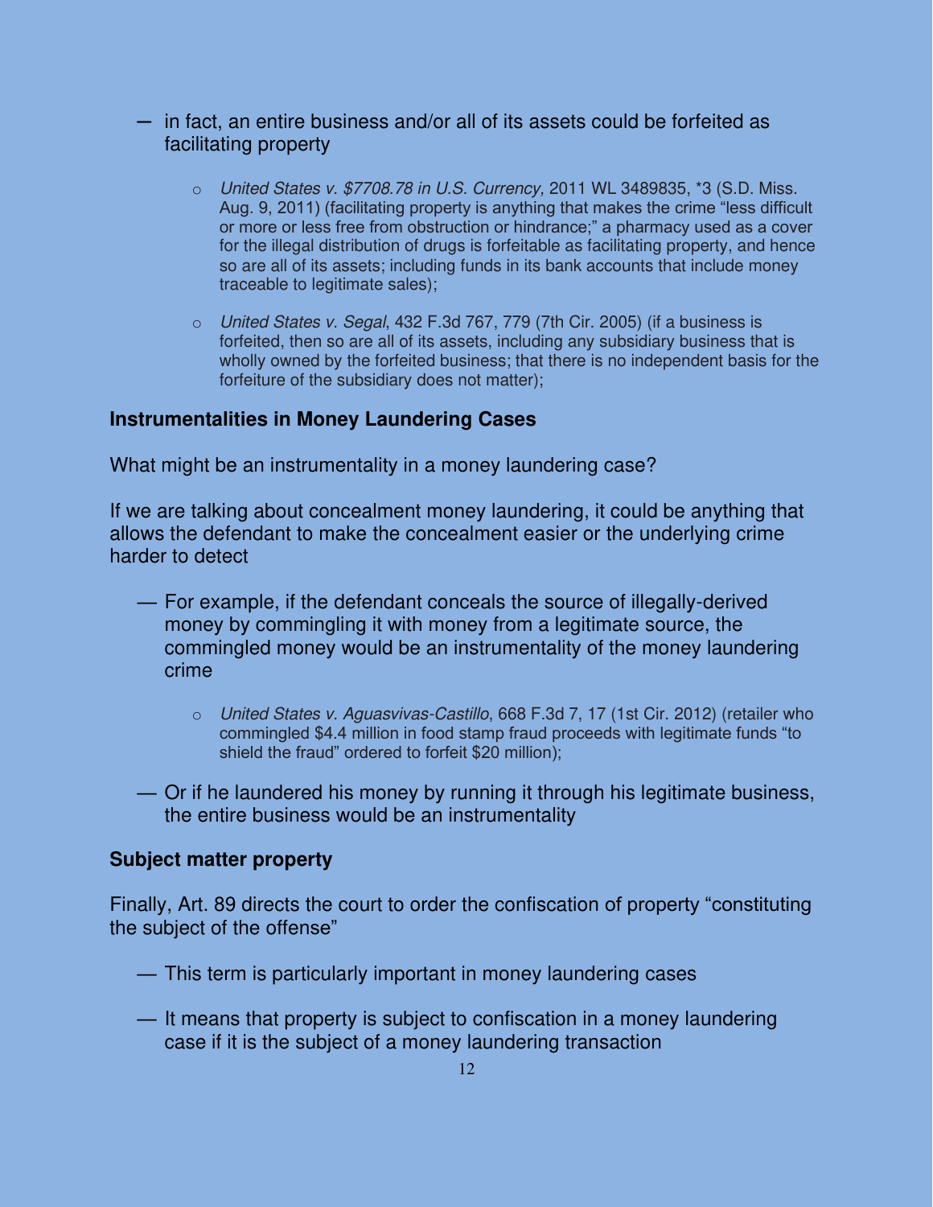- in fact, an entire business and/or all of its assets could be forfeited as facilitating property

  - *United States v. $7708.78 in U.S. Currency,* 2011 WL 3489835, *3 (S.D. Miss. Aug. 9, 2011) (facilitating property is anything that makes the crime "less difficult or more or less free from obstruction or hindrance;" a pharmacy used as a cover for the illegal distribution of drugs is forfeitable as facilitating property, and hence so are all of its assets; including funds in its bank accounts that include money traceable to legitimate sales);

  - *United States v. Segal*, 432 F.3d 767, 779 (7th Cir. 2005) (if a business is forfeited, then so are all of its assets, including any subsidiary business that is wholly owned by the forfeited business; that there is no independent basis for the forfeiture of the subsidiary does not matter);

**Instrumentalities in Money Laundering Cases**

What might be an instrumentality in a money laundering case?

If we are talking about concealment money laundering, it could be anything that allows the defendant to make the concealment easier or the underlying crime harder to detect

- For example, if the defendant conceals the source of illegally-derived money by commingling it with money from a legitimate source, the commingled money would be an instrumentality of the money laundering crime

  - *United States v. Aguasvivas-Castillo*, 668 F.3d 7, 17 (1st Cir. 2012) (retailer who commingled $4.4 million in food stamp fraud proceeds with legitimate funds "to shield the fraud" ordered to forfeit $20 million);

- Or if he laundered his money by running it through his legitimate business, the entire business would be an instrumentality

**Subject matter property**

Finally, Art. 89 directs the court to order the confiscation of property "constituting the subject of the offense"

- This term is particularly important in money laundering cases

- It means that property is subject to confiscation in a money laundering case if it is the subject of a money laundering transaction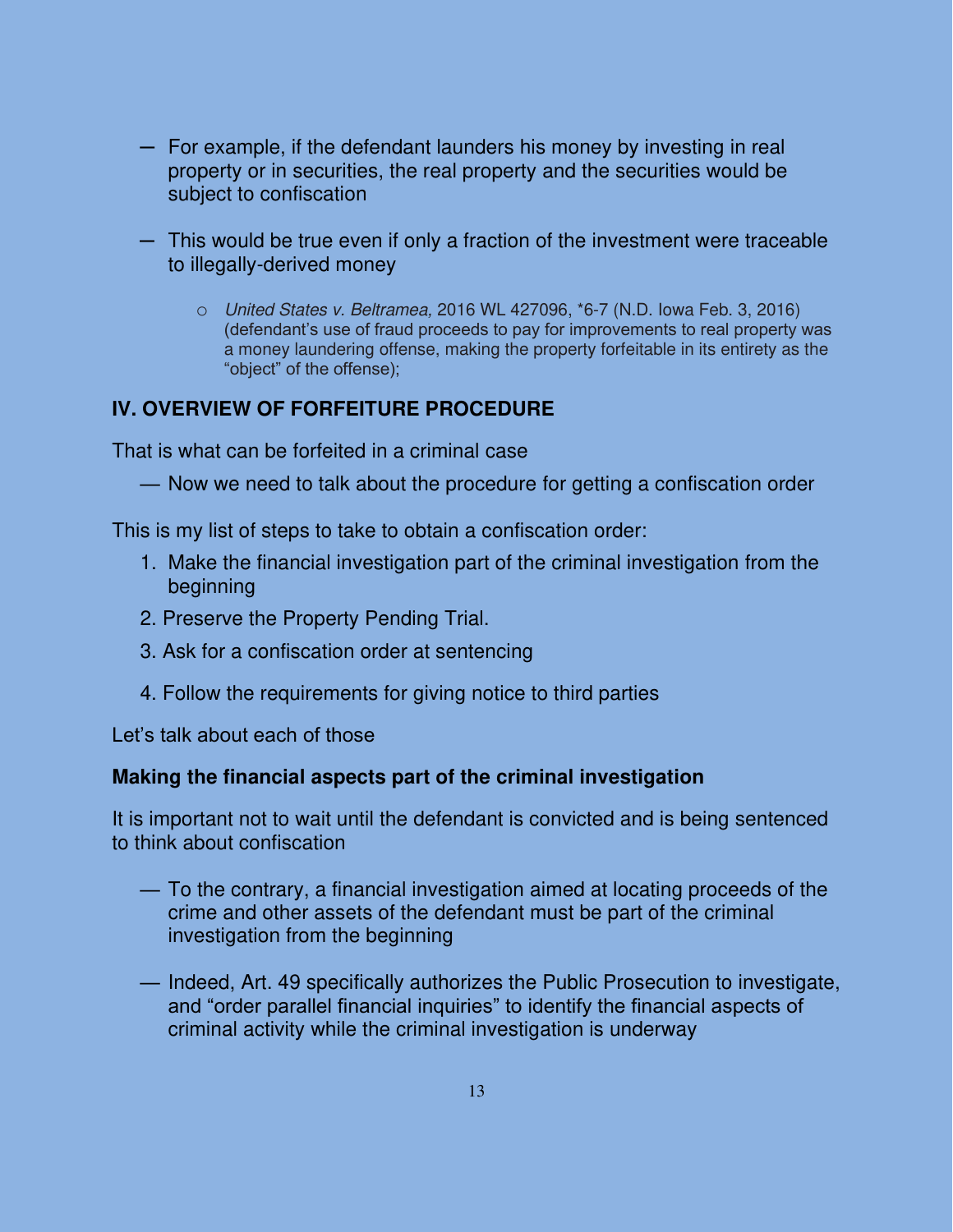- For example, if the defendant launders his money by investing in real property or in securities, the real property and the securities would be subject to confiscation

- This would be true even if only a fraction of the investment were traceable to illegally-derived money

    - *United States v. Beltramea,* 2016 WL 427096, *6-7 (N.D. Iowa Feb. 3, 2016) (defendant's use of fraud proceeds to pay for improvements to real property was a money laundering offense, making the property forfeitable in its entirety as the "object" of the offense);

## IV. OVERVIEW OF FORFEITURE PROCEDURE

That is what can be forfeited in a criminal case

- Now we need to talk about the procedure for getting a confiscation order

This is my list of steps to take to obtain a confiscation order:

1. Make the financial investigation part of the criminal investigation from the beginning
2. Preserve the Property Pending Trial.
3. Ask for a confiscation order at sentencing
4. Follow the requirements for giving notice to third parties

Let's talk about each of those

### Making the financial aspects part of the criminal investigation

It is important not to wait until the defendant is convicted and is being sentenced to think about confiscation

- To the contrary, a financial investigation aimed at locating proceeds of the crime and other assets of the defendant must be part of the criminal investigation from the beginning

- Indeed, Art. 49 specifically authorizes the Public Prosecution to investigate, and "order parallel financial inquiries" to identify the financial aspects of criminal activity while the criminal investigation is underway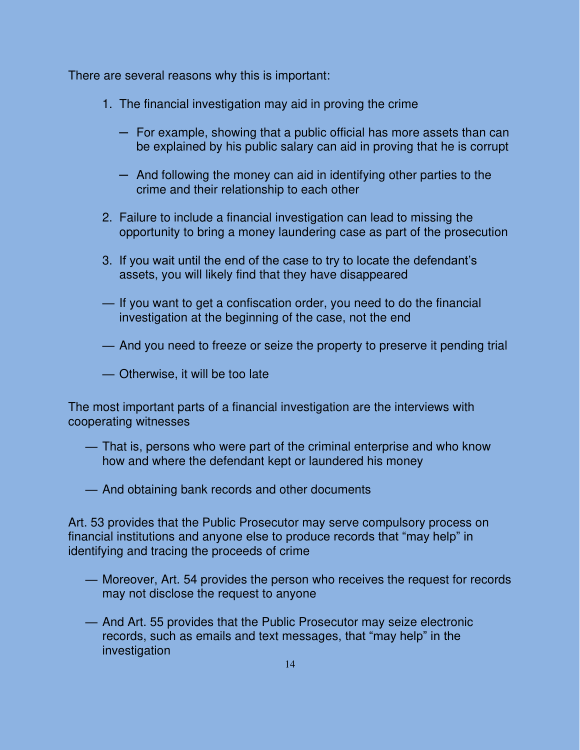There are several reasons why this is important:

1. The financial investigation may aid in proving the crime

   – For example, showing that a public official has more assets than can be explained by his public salary can aid in proving that he is corrupt

   – And following the money can aid in identifying other parties to the crime and their relationship to each other

2. Failure to include a financial investigation can lead to missing the opportunity to bring a money laundering case as part of the prosecution

3. If you wait until the end of the case to try to locate the defendant's assets, you will likely find that they have disappeared

— If you want to get a confiscation order, you need to do the financial investigation at the beginning of the case, not the end

— And you need to freeze or seize the property to preserve it pending trial

— Otherwise, it will be too late

The most important parts of a financial investigation are the interviews with cooperating witnesses

— That is, persons who were part of the criminal enterprise and who know how and where the defendant kept or laundered his money

— And obtaining bank records and other documents

Art. 53 provides that the Public Prosecutor may serve compulsory process on financial institutions and anyone else to produce records that "may help" in identifying and tracing the proceeds of crime

— Moreover, Art. 54 provides the person who receives the request for records may not disclose the request to anyone

— And Art. 55 provides that the Public Prosecutor may seize electronic records, such as emails and text messages, that "may help" in the investigation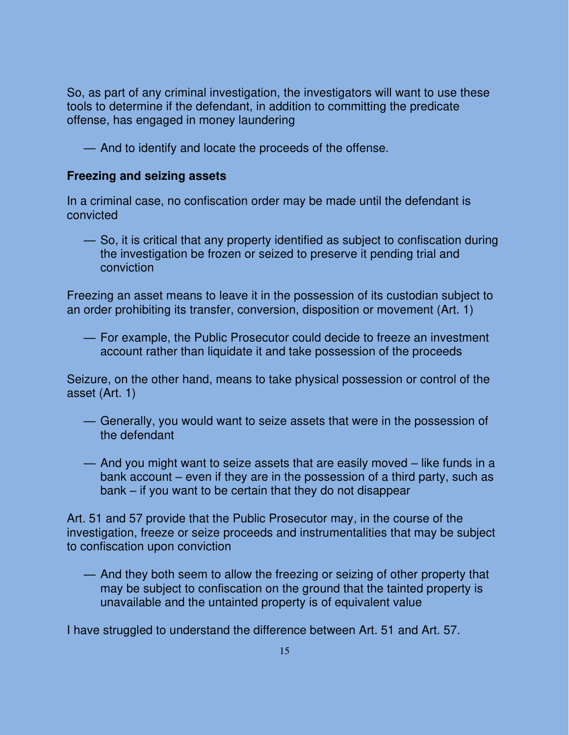So, as part of any criminal investigation, the investigators will want to use these tools to determine if the defendant, in addition to committing the predicate offense, has engaged in money laundering

— And to identify and locate the proceeds of the offense.

**Freezing and seizing assets**

In a criminal case, no confiscation order may be made until the defendant is convicted

— So, it is critical that any property identified as subject to confiscation during the investigation be frozen or seized to preserve it pending trial and conviction

Freezing an asset means to leave it in the possession of its custodian subject to an order prohibiting its transfer, conversion, disposition or movement (Art. 1)

— For example, the Public Prosecutor could decide to freeze an investment account rather than liquidate it and take possession of the proceeds

Seizure, on the other hand, means to take physical possession or control of the asset (Art. 1)

— Generally, you would want to seize assets that were in the possession of the defendant

— And you might want to seize assets that are easily moved – like funds in a bank account – even if they are in the possession of a third party, such as bank – if you want to be certain that they do not disappear

Art. 51 and 57 provide that the Public Prosecutor may, in the course of the investigation, freeze or seize proceeds and instrumentalities that may be subject to confiscation upon conviction

— And they both seem to allow the freezing or seizing of other property that may be subject to confiscation on the ground that the tainted property is unavailable and the untainted property is of equivalent value

I have struggled to understand the difference between Art. 51 and Art. 57.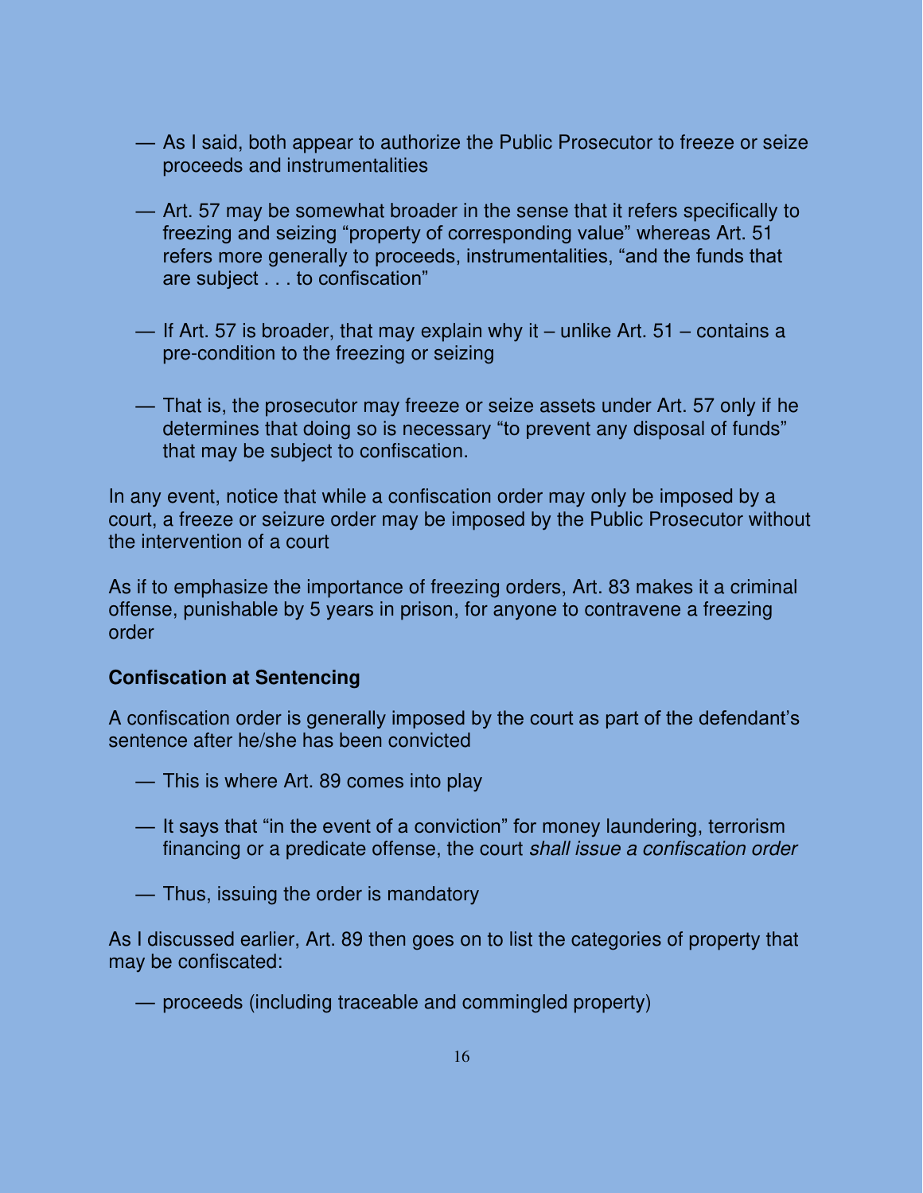- As I said, both appear to authorize the Public Prosecutor to freeze or seize proceeds and instrumentalities

- Art. 57 may be somewhat broader in the sense that it refers specifically to freezing and seizing "property of corresponding value" whereas Art. 51 refers more generally to proceeds, instrumentalities, "and the funds that are subject . . . to confiscation"

- If Art. 57 is broader, that may explain why it – unlike Art. 51 – contains a pre-condition to the freezing or seizing

- That is, the prosecutor may freeze or seize assets under Art. 57 only if he determines that doing so is necessary "to prevent any disposal of funds" that may be subject to confiscation.

In any event, notice that while a confiscation order may only be imposed by a court, a freeze or seizure order may be imposed by the Public Prosecutor without the intervention of a court

As if to emphasize the importance of freezing orders, Art. 83 makes it a criminal offense, punishable by 5 years in prison, for anyone to contravene a freezing order

**Confiscation at Sentencing**

A confiscation order is generally imposed by the court as part of the defendant's sentence after he/she has been convicted

- This is where Art. 89 comes into play

- It says that "in the event of a conviction" for money laundering, terrorism financing or a predicate offense, the court *shall issue a confiscation order*

- Thus, issuing the order is mandatory

As I discussed earlier, Art. 89 then goes on to list the categories of property that may be confiscated:

- proceeds (including traceable and commingled property)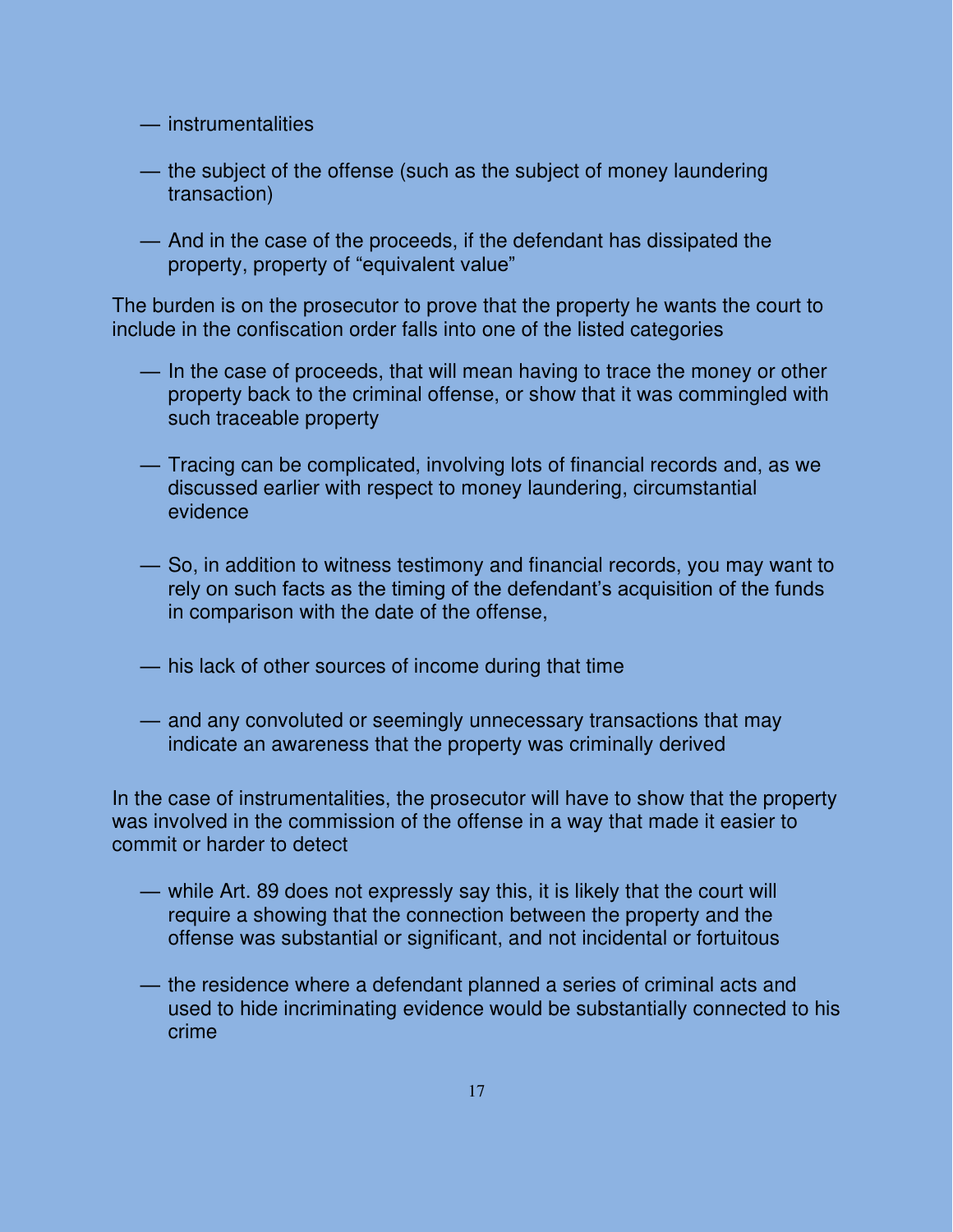- instrumentalities

- the subject of the offense (such as the subject of money laundering transaction)

- And in the case of the proceeds, if the defendant has dissipated the property, property of “equivalent value”

The burden is on the prosecutor to prove that the property he wants the court to include in the confiscation order falls into one of the listed categories

- In the case of proceeds, that will mean having to trace the money or other property back to the criminal offense, or show that it was commingled with such traceable property

- Tracing can be complicated, involving lots of financial records and, as we discussed earlier with respect to money laundering, circumstantial evidence

- So, in addition to witness testimony and financial records, you may want to rely on such facts as the timing of the defendant’s acquisition of the funds in comparison with the date of the offense,

- his lack of other sources of income during that time

- and any convoluted or seemingly unnecessary transactions that may indicate an awareness that the property was criminally derived

In the case of instrumentalities, the prosecutor will have to show that the property was involved in the commission of the offense in a way that made it easier to commit or harder to detect

- while Art. 89 does not expressly say this, it is likely that the court will require a showing that the connection between the property and the offense was substantial or significant, and not incidental or fortuitous

- the residence where a defendant planned a series of criminal acts and used to hide incriminating evidence would be substantially connected to his crime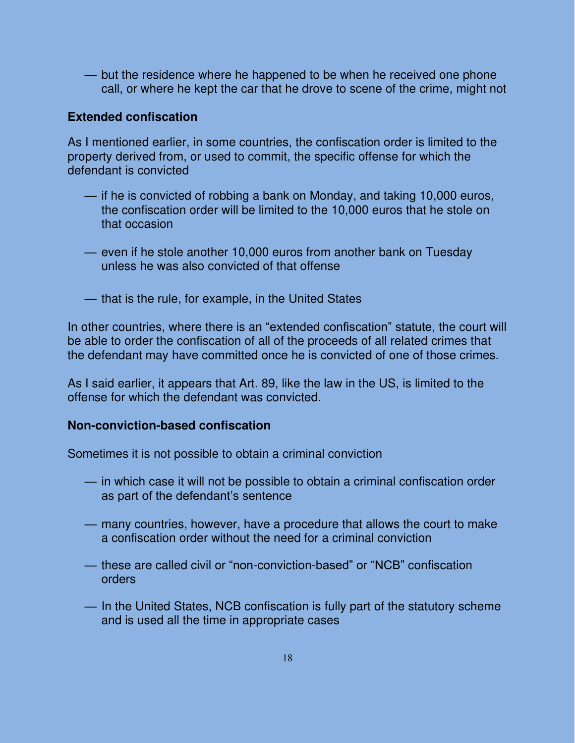— but the residence where he happened to be when he received one phone call, or where he kept the car that he drove to scene of the crime, might not

**Extended confiscation**

As I mentioned earlier, in some countries, the confiscation order is limited to the property derived from, or used to commit, the specific offense for which the defendant is convicted

— if he is convicted of robbing a bank on Monday, and taking 10,000 euros, the confiscation order will be limited to the 10,000 euros that he stole on that occasion

— even if he stole another 10,000 euros from another bank on Tuesday unless he was also convicted of that offense

— that is the rule, for example, in the United States

In other countries, where there is an "extended confiscation" statute, the court will be able to order the confiscation of all of the proceeds of all related crimes that the defendant may have committed once he is convicted of one of those crimes.

As I said earlier, it appears that Art. 89, like the law in the US, is limited to the offense for which the defendant was convicted.

**Non-conviction-based confiscation**

Sometimes it is not possible to obtain a criminal conviction

— in which case it will not be possible to obtain a criminal confiscation order as part of the defendant's sentence

— many countries, however, have a procedure that allows the court to make a confiscation order without the need for a criminal conviction

— these are called civil or "non-conviction-based" or "NCB" confiscation orders

— In the United States, NCB confiscation is fully part of the statutory scheme and is used all the time in appropriate cases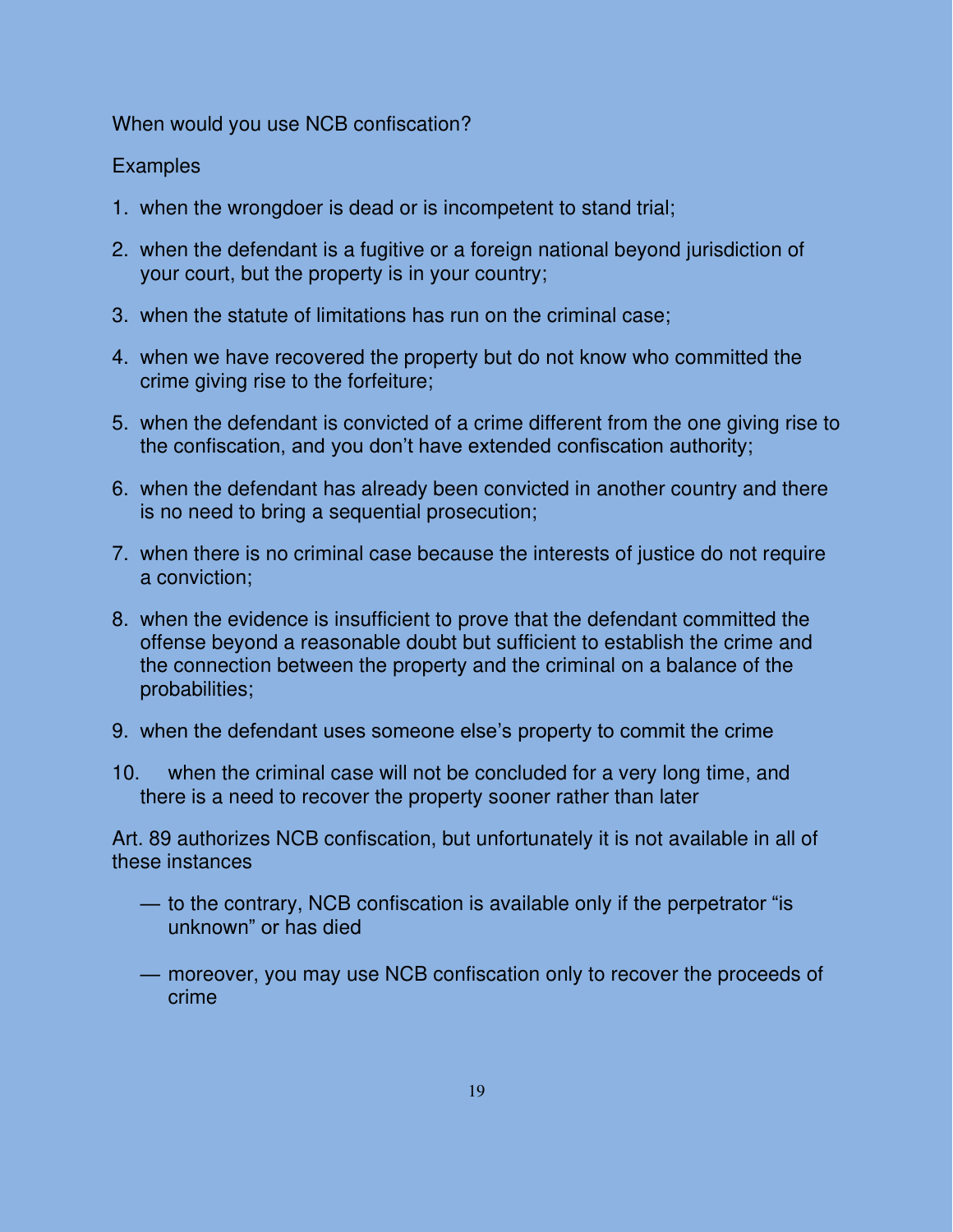When would you use NCB confiscation?

Examples

1. when the wrongdoer is dead or is incompetent to stand trial;
2. when the defendant is a fugitive or a foreign national beyond jurisdiction of your court, but the property is in your country;
3. when the statute of limitations has run on the criminal case;
4. when we have recovered the property but do not know who committed the crime giving rise to the forfeiture;
5. when the defendant is convicted of a crime different from the one giving rise to the confiscation, and you don't have extended confiscation authority;
6. when the defendant has already been convicted in another country and there is no need to bring a sequential prosecution;
7. when there is no criminal case because the interests of justice do not require a conviction;
8. when the evidence is insufficient to prove that the defendant committed the offense beyond a reasonable doubt but sufficient to establish the crime and the connection between the property and the criminal on a balance of the probabilities;
9. when the defendant uses someone else's property to commit the crime
10. when the criminal case will not be concluded for a very long time, and there is a need to recover the property sooner rather than later

Art. 89 authorizes NCB confiscation, but unfortunately it is not available in all of these instances

— to the contrary, NCB confiscation is available only if the perpetrator "is unknown" or has died

— moreover, you may use NCB confiscation only to recover the proceeds of crime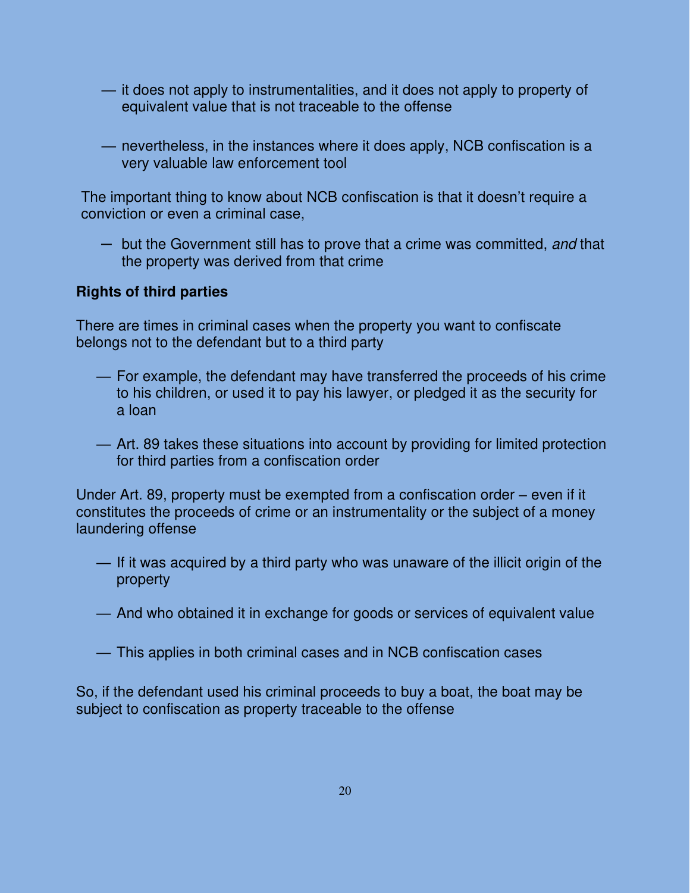- it does not apply to instrumentalities, and it does not apply to property of equivalent value that is not traceable to the offense

- nevertheless, in the instances where it does apply, NCB confiscation is a very valuable law enforcement tool

The important thing to know about NCB confiscation is that it doesn't require a conviction or even a criminal case,

- but the Government still has to prove that a crime was committed, *and* that the property was derived from that crime

**Rights of third parties**

There are times in criminal cases when the property you want to confiscate belongs not to the defendant but to a third party

- For example, the defendant may have transferred the proceeds of his crime to his children, or used it to pay his lawyer, or pledged it as the security for a loan

- Art. 89 takes these situations into account by providing for limited protection for third parties from a confiscation order

Under Art. 89, property must be exempted from a confiscation order – even if it constitutes the proceeds of crime or an instrumentality or the subject of a money laundering offense

- If it was acquired by a third party who was unaware of the illicit origin of the property

- And who obtained it in exchange for goods or services of equivalent value

- This applies in both criminal cases and in NCB confiscation cases

So, if the defendant used his criminal proceeds to buy a boat, the boat may be subject to confiscation as property traceable to the offense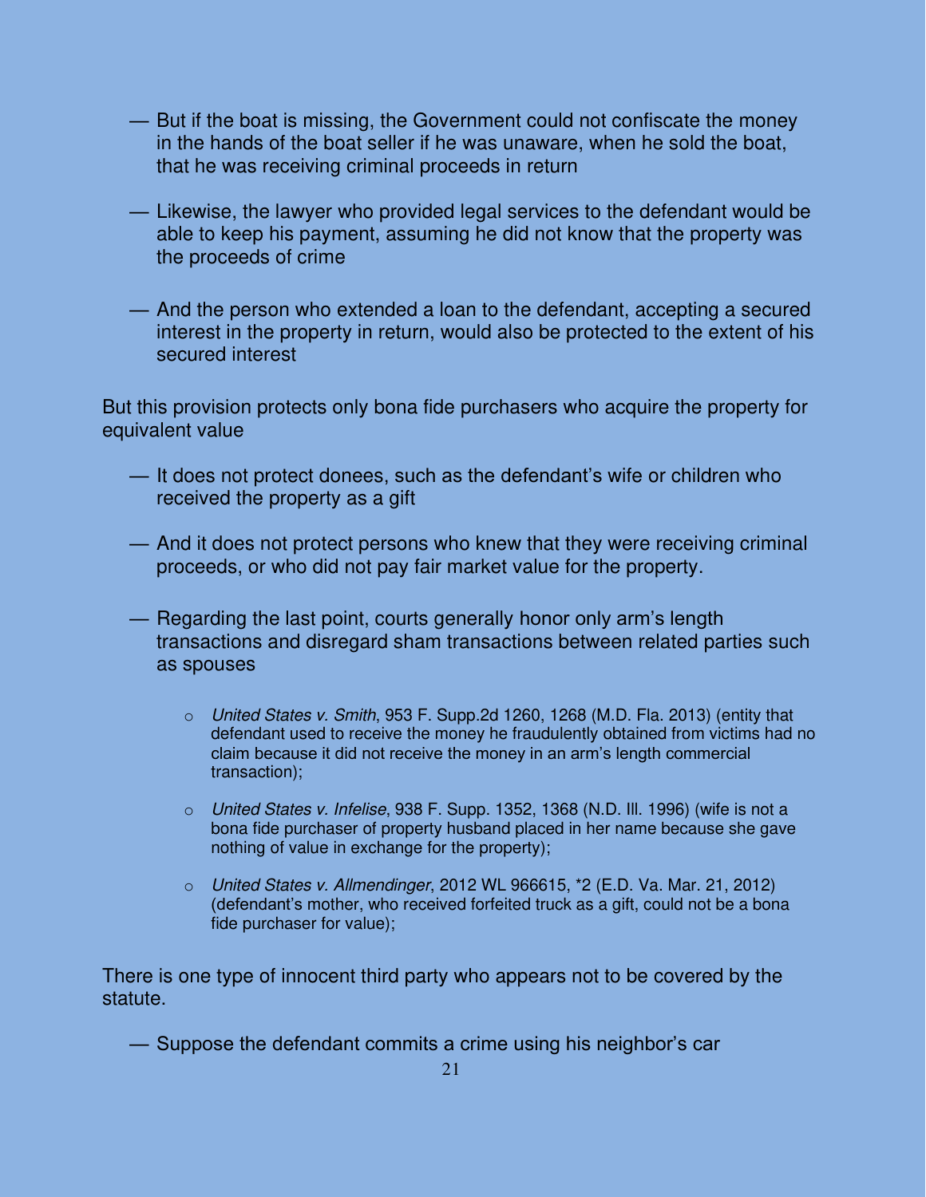— But if the boat is missing, the Government could not confiscate the money in the hands of the boat seller if he was unaware, when he sold the boat, that he was receiving criminal proceeds in return

— Likewise, the lawyer who provided legal services to the defendant would be able to keep his payment, assuming he did not know that the property was the proceeds of crime

— And the person who extended a loan to the defendant, accepting a secured interest in the property in return, would also be protected to the extent of his secured interest

But this provision protects only bona fide purchasers who acquire the property for equivalent value

— It does not protect donees, such as the defendant's wife or children who received the property as a gift

— And it does not protect persons who knew that they were receiving criminal proceeds, or who did not pay fair market value for the property.

— Regarding the last point, courts generally honor only arm's length transactions and disregard sham transactions between related parties such as spouses

- *United States v. Smith*, 953 F. Supp.2d 1260, 1268 (M.D. Fla. 2013) (entity that defendant used to receive the money he fraudulently obtained from victims had no claim because it did not receive the money in an arm's length commercial transaction);
- *United States v. Infelise*, 938 F. Supp. 1352, 1368 (N.D. Ill. 1996) (wife is not a bona fide purchaser of property husband placed in her name because she gave nothing of value in exchange for the property);
- *United States v. Allmendinger*, 2012 WL 966615, *2 (E.D. Va. Mar. 21, 2012) (defendant's mother, who received forfeited truck as a gift, could not be a bona fide purchaser for value);

There is one type of innocent third party who appears not to be covered by the statute.

— Suppose the defendant commits a crime using his neighbor's car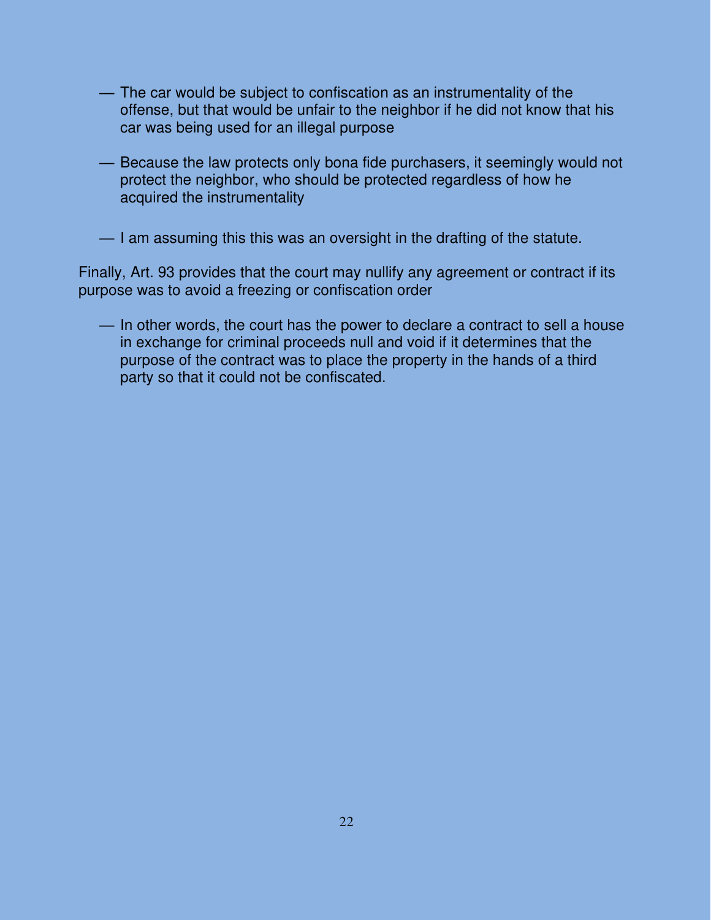— The car would be subject to confiscation as an instrumentality of the offense, but that would be unfair to the neighbor if he did not know that his car was being used for an illegal purpose

— Because the law protects only bona fide purchasers, it seemingly would not protect the neighbor, who should be protected regardless of how he acquired the instrumentality

— I am assuming this this was an oversight in the drafting of the statute.

Finally, Art. 93 provides that the court may nullify any agreement or contract if its purpose was to avoid a freezing or confiscation order

— In other words, the court has the power to declare a contract to sell a house in exchange for criminal proceeds null and void if it determines that the purpose of the contract was to place the property in the hands of a third party so that it could not be confiscated.